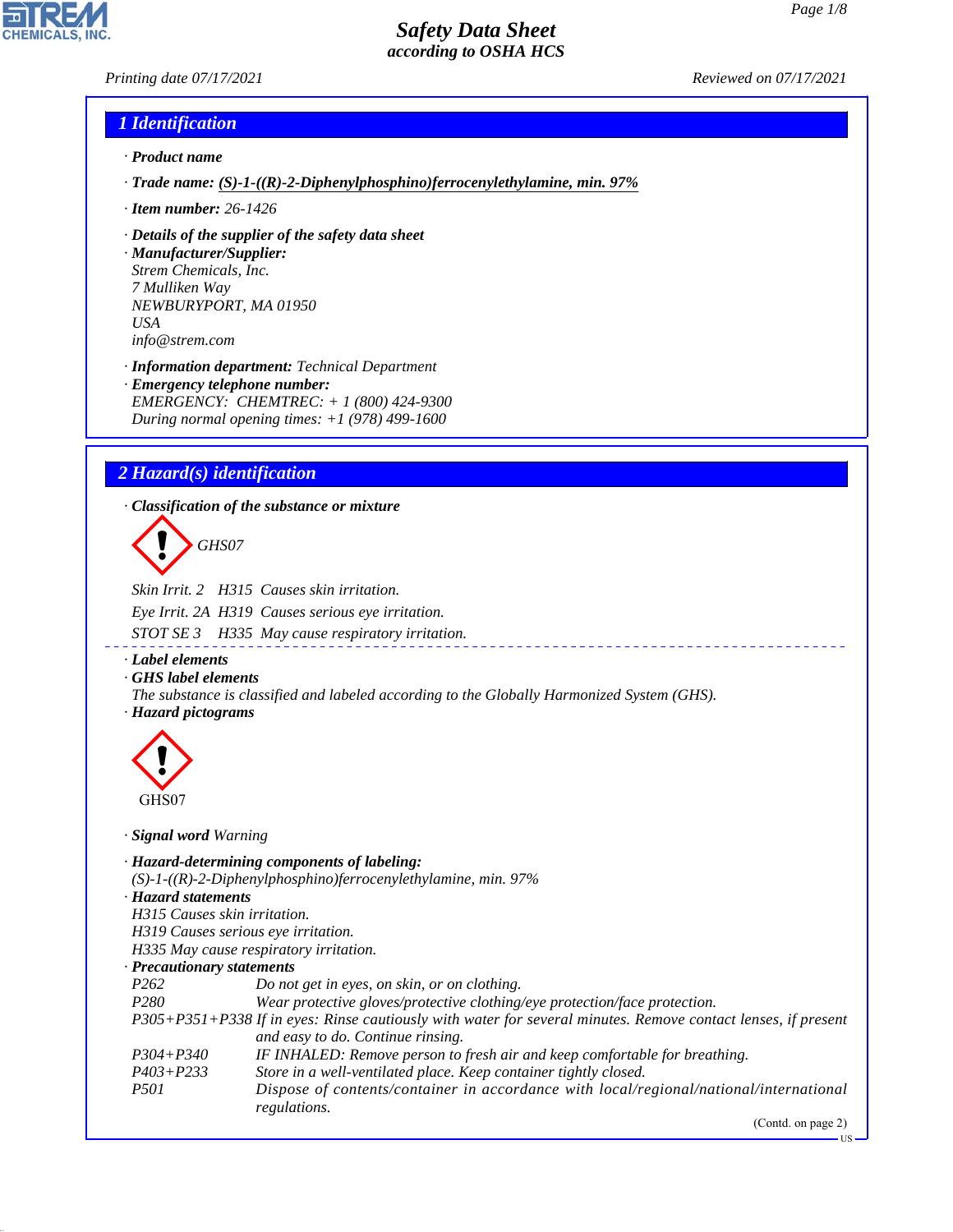# Safety Data Sheet
## according to OSHA HCS

Printing date 07/17/2021 Reviewed on 07/17/2021

## 1 Identification

· **Product name**

· **Trade name:** **(S)-1-((R)-2-Diphenylphosphino)ferrocenylethylamine, min. 97%**

· **Item number:** 26-1426

· **Details of the supplier of the safety data sheet**
· **Manufacturer/Supplier:**
Strem Chemicals, Inc.
7 Mulliken Way
NEWBURYPORT, MA 01950
USA
info@strem.com

· **Information department:** Technical Department
· **Emergency telephone number:**
EMERGENCY: CHEMTREC: + 1 (800) 424-9300
During normal opening times: +1 (978) 499-1600

## 2 Hazard(s) identification

· **Classification of the substance or mixture**

GHS07

Skin Irrit. 2 H315 Causes skin irritation.

Eye Irrit. 2A H319 Causes serious eye irritation.

STOT SE 3 H335 May cause respiratory irritation.

· **Label elements**
· **GHS label elements**
The substance is classified and labeled according to the Globally Harmonized System (GHS).
· **Hazard pictograms**

GHS07

· **Signal word** Warning

· **Hazard-determining components of labeling:**
(S)-1-((R)-2-Diphenylphosphino)ferrocenylethylamine, min. 97%
· **Hazard statements**
H315 Causes skin irritation.
H319 Causes serious eye irritation.
H335 May cause respiratory irritation.
· **Precautionary statements**

| | |
|---|---|
| P262 | Do not get in eyes, on skin, or on clothing. |
| P280 | Wear protective gloves/protective clothing/eye protection/face protection. |
| P305+P351+P338 | If in eyes: Rinse cautiously with water for several minutes. Remove contact lenses, if present and easy to do. Continue rinsing. |
| P304+P340 | IF INHALED: Remove person to fresh air and keep comfortable for breathing. |
| P403+P233 | Store in a well-ventilated place. Keep container tightly closed. |
| P501 | Dispose of contents/container in accordance with local/regional/national/international regulations. |

(Contd. on page 2)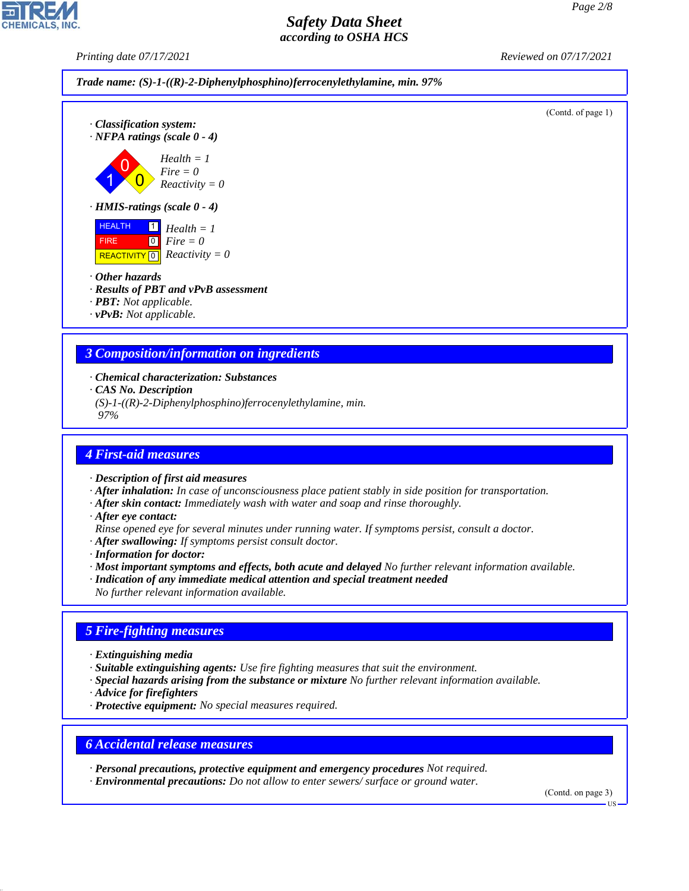**Trade name: (S)-1-((R)-2-Diphenylphosphino)ferrocenylethylamine, min. 97%**

(Contd. of page 1)

· **Classification system:**
· **NFPA ratings (scale 0 - 4)**

*Health = 1*
*Fire = 0*
*Reactivity = 0*

· **HMIS-ratings (scale 0 - 4)**

| | | |
|---|---|---|
| HEALTH | 1 | *Health = 1* |
| FIRE | 0 | *Fire = 0* |
| REACTIVITY | 0 | *Reactivity = 0* |

· **Other hazards**
· **Results of PBT and vPvB assessment**
· **PBT:** Not applicable.
· **vPvB:** Not applicable.

## 3 Composition/information on ingredients

· **Chemical characterization: Substances**
· **CAS No. Description**
(S)-1-((R)-2-Diphenylphosphino)ferrocenylethylamine, min. 97%

## 4 First-aid measures

· **Description of first aid measures**
· **After inhalation:** In case of unconsciousness place patient stably in side position for transportation.
· **After skin contact:** Immediately wash with water and soap and rinse thoroughly.
· **After eye contact:**
Rinse opened eye for several minutes under running water. If symptoms persist, consult a doctor.
· **After swallowing:** If symptoms persist consult doctor.
· **Information for doctor:**
· **Most important symptoms and effects, both acute and delayed** No further relevant information available.
· **Indication of any immediate medical attention and special treatment needed**
No further relevant information available.

## 5 Fire-fighting measures

· **Extinguishing media**
· **Suitable extinguishing agents:** Use fire fighting measures that suit the environment.
· **Special hazards arising from the substance or mixture** No further relevant information available.
· **Advice for firefighters**
· **Protective equipment:** No special measures required.

## 6 Accidental release measures

· **Personal precautions, protective equipment and emergency procedures** Not required.
· **Environmental precautions:** Do not allow to enter sewers/ surface or ground water.

(Contd. on page 3)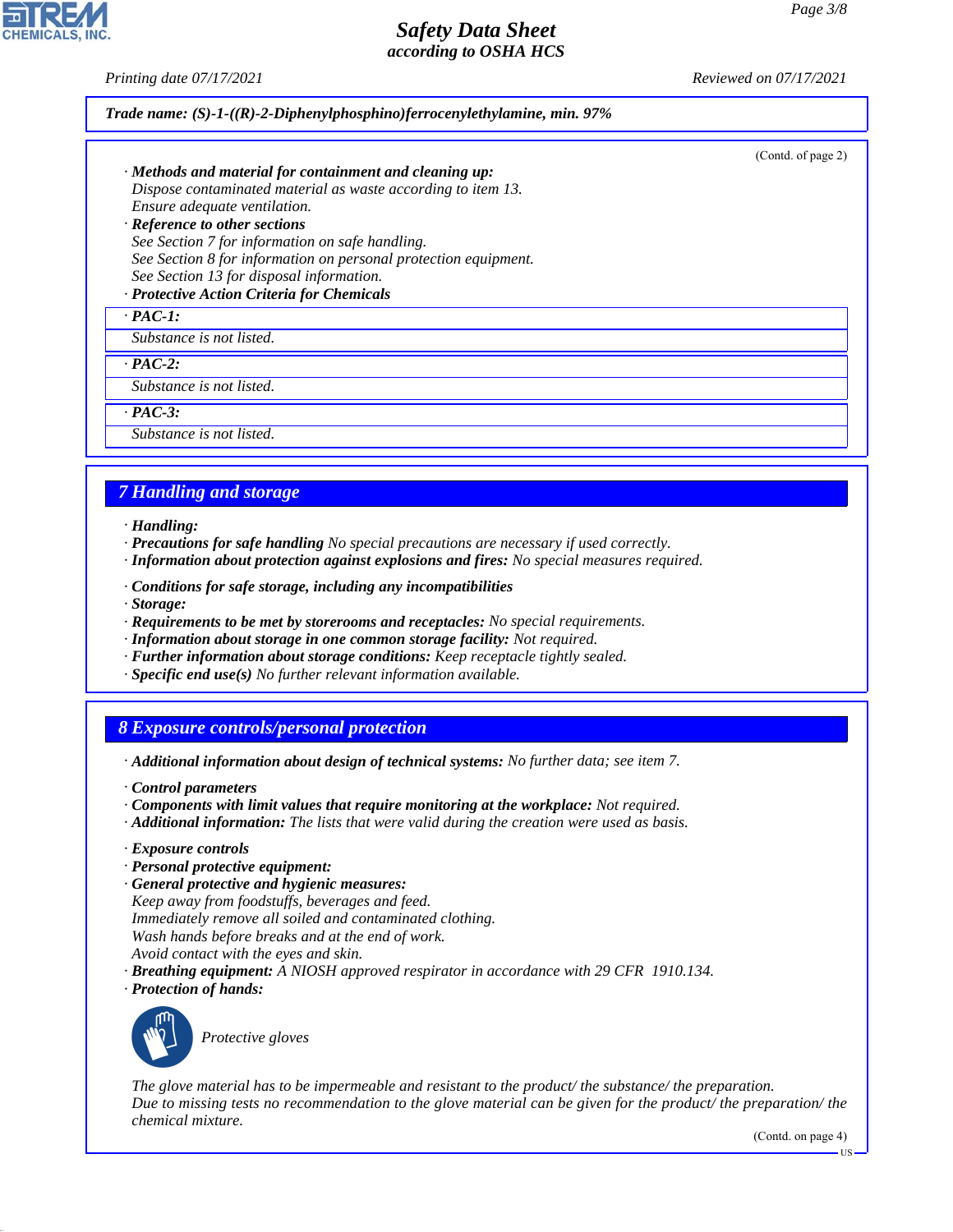Trade name: (S)-1-((R)-2-Diphenylphosphino)ferrocenylethylamine, min. 97%

(Contd. of page 2)

· **Methods and material for containment and cleaning up:**
Dispose contaminated material as waste according to item 13.
Ensure adequate ventilation.

· **Reference to other sections**
See Section 7 for information on safe handling.
See Section 8 for information on personal protection equipment.
See Section 13 for disposal information.

· **Protective Action Criteria for Chemicals**

· **PAC-1:**
Substance is not listed.

· **PAC-2:**
Substance is not listed.

· **PAC-3:**
Substance is not listed.

## 7 Handling and storage

· **Handling:**
· **Precautions for safe handling** No special precautions are necessary if used correctly.
· **Information about protection against explosions and fires:** No special measures required.

· **Conditions for safe storage, including any incompatibilities**
· **Storage:**
· **Requirements to be met by storerooms and receptacles:** No special requirements.
· **Information about storage in one common storage facility:** Not required.
· **Further information about storage conditions:** Keep receptacle tightly sealed.
· **Specific end use(s)** No further relevant information available.

## 8 Exposure controls/personal protection

· **Additional information about design of technical systems:** No further data; see item 7.

· **Control parameters**
· **Components with limit values that require monitoring at the workplace:** Not required.
· **Additional information:** The lists that were valid during the creation were used as basis.

· **Exposure controls**
· **Personal protective equipment:**
· **General protective and hygienic measures:**
Keep away from foodstuffs, beverages and feed.
Immediately remove all soiled and contaminated clothing.
Wash hands before breaks and at the end of work.
Avoid contact with the eyes and skin.
· **Breathing equipment:** A NIOSH approved respirator in accordance with 29 CFR 1910.134.
· **Protection of hands:**

Protective gloves

The glove material has to be impermeable and resistant to the product/ the substance/ the preparation.
Due to missing tests no recommendation to the glove material can be given for the product/ the preparation/ the chemical mixture.

(Contd. on page 4)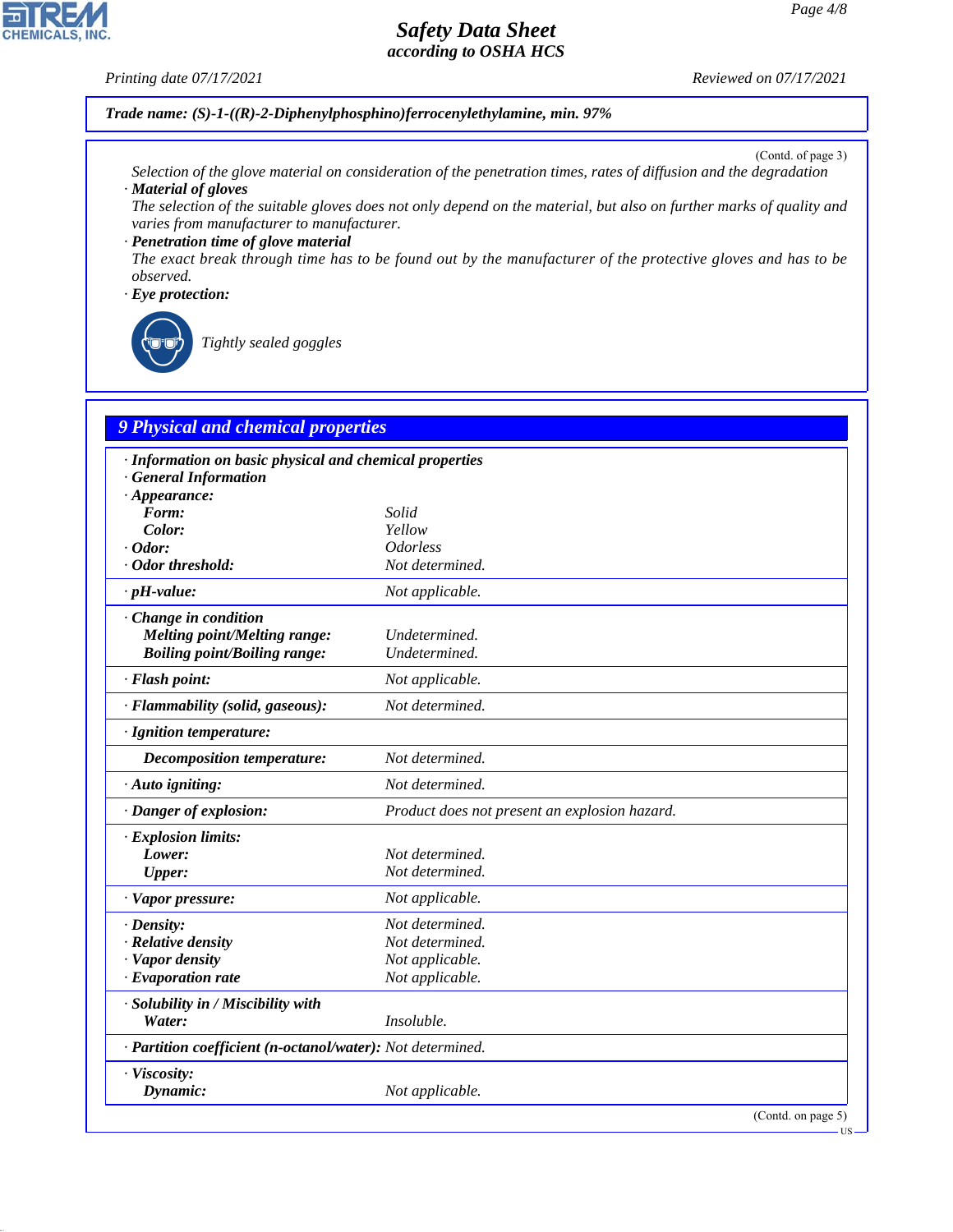**Trade name: (S)-1-((R)-2-Diphenylphosphino)ferrocenylethylamine, min. 97%**

(Contd. of page 3)

Selection of the glove material on consideration of the penetration times, rates of diffusion and the degradation

· **Material of gloves**
The selection of the suitable gloves does not only depend on the material, but also on further marks of quality and varies from manufacturer to manufacturer.

· **Penetration time of glove material**
The exact break through time has to be found out by the manufacturer of the protective gloves and has to be observed.

· **Eye protection:**

Tightly sealed goggles

## 9 Physical and chemical properties

| | |
|---|---|
| · **Information on basic physical and chemical properties** | |
| · **General Information** | |
| · **Appearance:** | |
| **Form:** | Solid |
| **Color:** | Yellow |
| · **Odor:** | Odorless |
| · **Odor threshold:** | Not determined. |
| · **pH-value:** | Not applicable. |
| · **Change in condition** | |
| **Melting point/Melting range:** | Undetermined. |
| **Boiling point/Boiling range:** | Undetermined. |
| · **Flash point:** | Not applicable. |
| · **Flammability (solid, gaseous):** | Not determined. |
| · **Ignition temperature:** | |
| **Decomposition temperature:** | Not determined. |
| · **Auto igniting:** | Not determined. |
| · **Danger of explosion:** | Product does not present an explosion hazard. |
| · **Explosion limits:** | |
| **Lower:** | Not determined. |
| **Upper:** | Not determined. |
| · **Vapor pressure:** | Not applicable. |
| · **Density:** | Not determined. |
| · **Relative density** | Not determined. |
| · **Vapor density** | Not applicable. |
| · **Evaporation rate** | Not applicable. |
| · **Solubility in / Miscibility with** | |
| **Water:** | Insoluble. |
| · **Partition coefficient (n-octanol/water):** | Not determined. |
| · **Viscosity:** | |
| **Dynamic:** | Not applicable. |

(Contd. on page 5)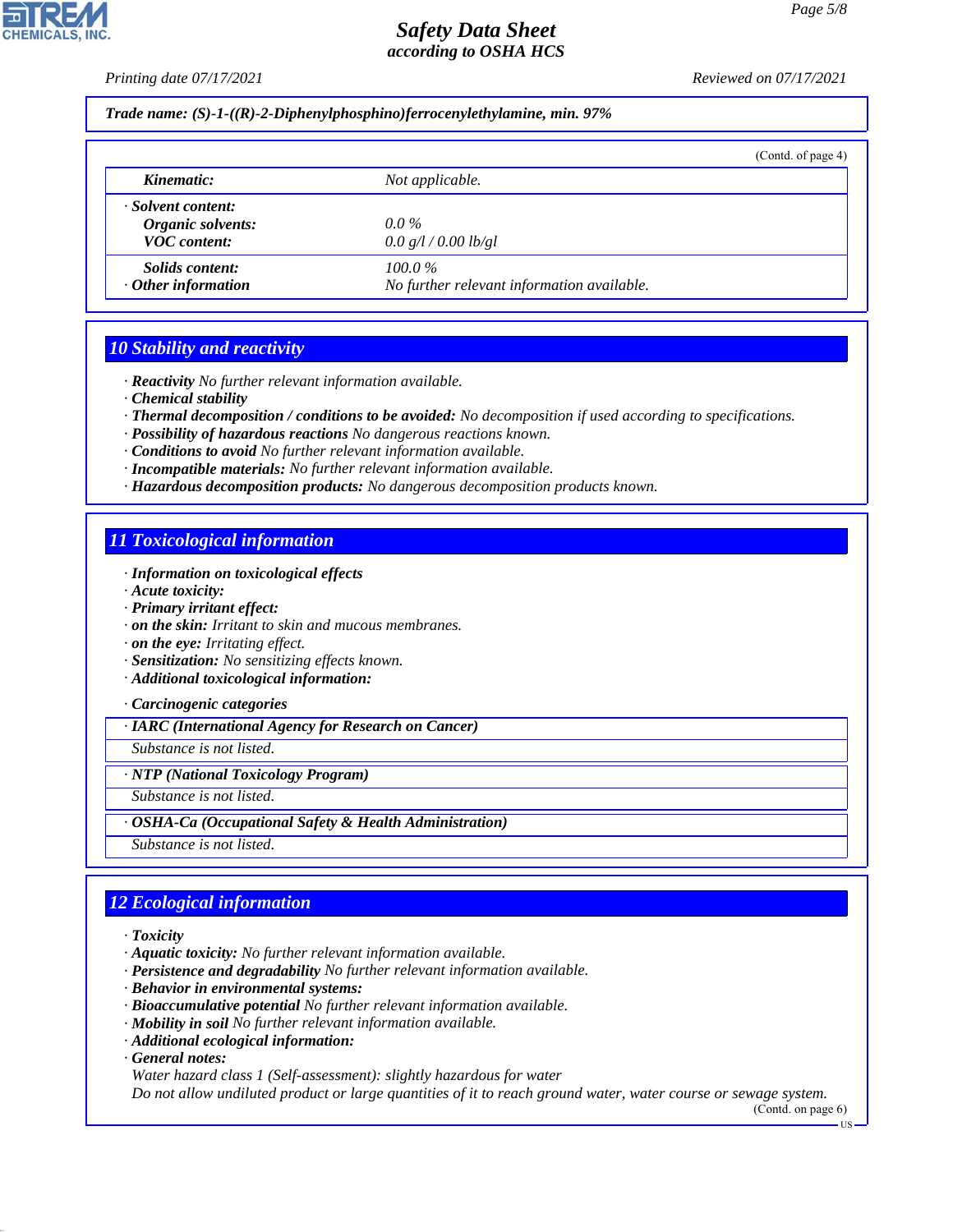Trade name: (S)-1-((R)-2-Diphenylphosphino)ferrocenylethylamine, min. 97%

(Contd. of page 4)

| | |
|---|---|
| **Kinematic:** | Not applicable. |
| **· Solvent content:** | |
| **Organic solvents:** | 0.0 % |
| **VOC content:** | 0.0 g/l / 0.00 lb/gl |
| **Solids content:** | 100.0 % |
| **· Other information** | No further relevant information available. |

## 10 Stability and reactivity

· **Reactivity** No further relevant information available.
· **Chemical stability**
· **Thermal decomposition / conditions to be avoided:** No decomposition if used according to specifications.
· **Possibility of hazardous reactions** No dangerous reactions known.
· **Conditions to avoid** No further relevant information available.
· **Incompatible materials:** No further relevant information available.
· **Hazardous decomposition products:** No dangerous decomposition products known.

## 11 Toxicological information

· **Information on toxicological effects**
· **Acute toxicity:**
· **Primary irritant effect:**
· **on the skin:** Irritant to skin and mucous membranes.
· **on the eye:** Irritating effect.
· **Sensitization:** No sensitizing effects known.
· **Additional toxicological information:**

· **Carcinogenic categories**

· **IARC (International Agency for Research on Cancer)**
Substance is not listed.

· **NTP (National Toxicology Program)**
Substance is not listed.

· **OSHA-Ca (Occupational Safety & Health Administration)**
Substance is not listed.

## 12 Ecological information

· **Toxicity**
· **Aquatic toxicity:** No further relevant information available.
· **Persistence and degradability** No further relevant information available.
· **Behavior in environmental systems:**
· **Bioaccumulative potential** No further relevant information available.
· **Mobility in soil** No further relevant information available.
· **Additional ecological information:**
· **General notes:**
Water hazard class 1 (Self-assessment): slightly hazardous for water
Do not allow undiluted product or large quantities of it to reach ground water, water course or sewage system.

(Contd. on page 6)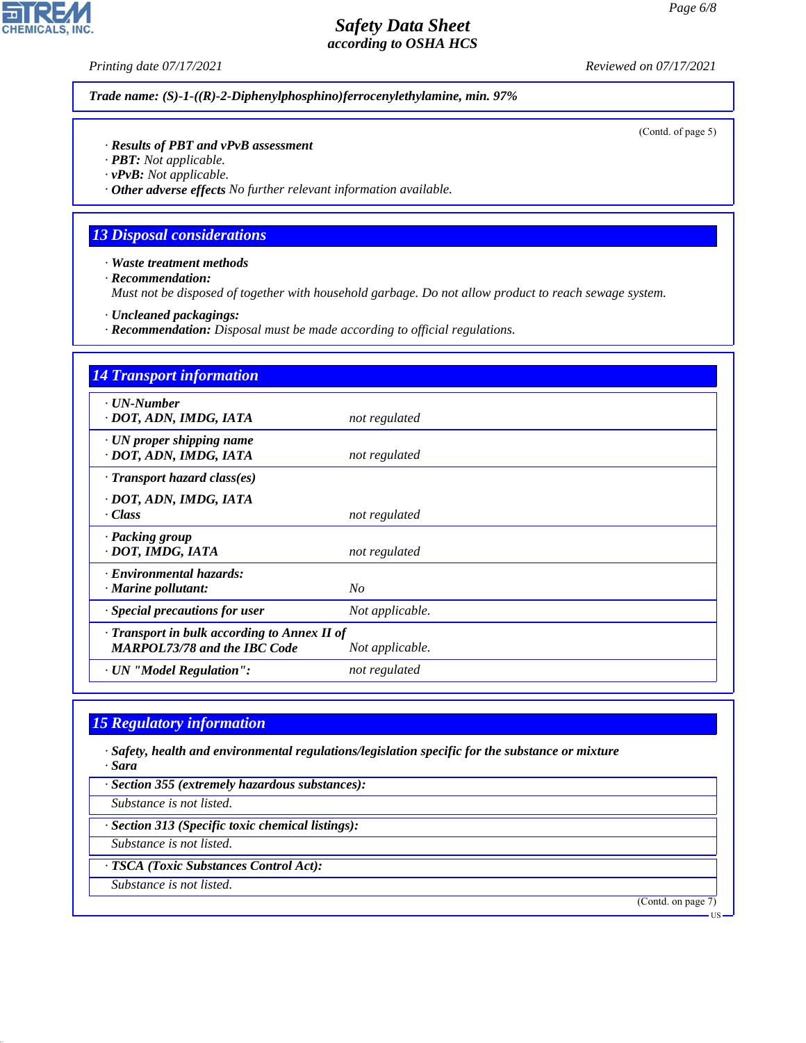Trade name: (S)-1-((R)-2-Diphenylphosphino)ferrocenylethylamine, min. 97%

(Contd. of page 5)

· **Results of PBT and vPvB assessment**
· **PBT:** Not applicable.
· **vPvB:** Not applicable.
· **Other adverse effects** No further relevant information available.

## 13 Disposal considerations

· **Waste treatment methods**
· **Recommendation:**
Must not be disposed of together with household garbage. Do not allow product to reach sewage system.

· **Uncleaned packagings:**
· **Recommendation:** Disposal must be made according to official regulations.

## 14 Transport information

| | |
|---|---|
| · **UN-Number**<br>· **DOT, ADN, IMDG, IATA** | not regulated |
| · **UN proper shipping name**<br>· **DOT, ADN, IMDG, IATA** | not regulated |
| · **Transport hazard class(es)**<br>· **DOT, ADN, IMDG, IATA**<br>· **Class** | not regulated |
| · **Packing group**<br>· **DOT, IMDG, IATA** | not regulated |
| · **Environmental hazards:**<br>· **Marine pollutant:** | No |
| · **Special precautions for user** | Not applicable. |
| · **Transport in bulk according to Annex II of MARPOL73/78 and the IBC Code** | Not applicable. |
| · **UN "Model Regulation":** | not regulated |

## 15 Regulatory information

· **Safety, health and environmental regulations/legislation specific for the substance or mixture**
· **Sara**

· **Section 355 (extremely hazardous substances):**
Substance is not listed.

· **Section 313 (Specific toxic chemical listings):**
Substance is not listed.

· **TSCA (Toxic Substances Control Act):**
Substance is not listed.

(Contd. on page 7)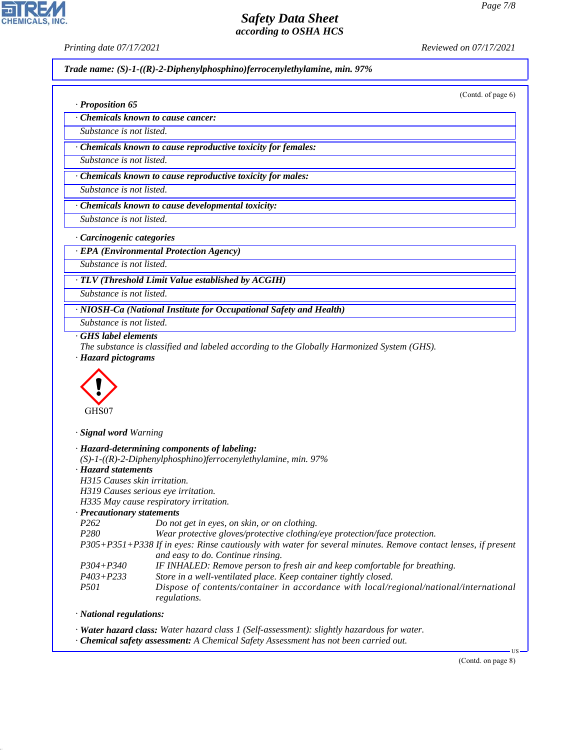**Trade name: (S)-1-((R)-2-Diphenylphosphino)ferrocenylethylamine, min. 97%**

(Contd. of page 6)

· **Proposition 65**

· **Chemicals known to cause cancer:**
Substance is not listed.

· **Chemicals known to cause reproductive toxicity for females:**
Substance is not listed.

· **Chemicals known to cause reproductive toxicity for males:**
Substance is not listed.

· **Chemicals known to cause developmental toxicity:**
Substance is not listed.

· **Carcinogenic categories**

· **EPA (Environmental Protection Agency)**
Substance is not listed.

· **TLV (Threshold Limit Value established by ACGIH)**
Substance is not listed.

· **NIOSH-Ca (National Institute for Occupational Safety and Health)**
Substance is not listed.

· **GHS label elements**
The substance is classified and labeled according to the Globally Harmonized System (GHS).

· **Hazard pictograms**

GHS07

· **Signal word** Warning

· **Hazard-determining components of labeling:**
(S)-1-((R)-2-Diphenylphosphino)ferrocenylethylamine, min. 97%

· **Hazard statements**
H315 Causes skin irritation.
H319 Causes serious eye irritation.
H335 May cause respiratory irritation.

· **Precautionary statements**

| | |
|---|---|
| P262 | Do not get in eyes, on skin, or on clothing. |
| P280 | Wear protective gloves/protective clothing/eye protection/face protection. |
| P305+P351+P338 | If in eyes: Rinse cautiously with water for several minutes. Remove contact lenses, if present and easy to do. Continue rinsing. |
| P304+P340 | IF INHALED: Remove person to fresh air and keep comfortable for breathing. |
| P403+P233 | Store in a well-ventilated place. Keep container tightly closed. |
| P501 | Dispose of contents/container in accordance with local/regional/national/international regulations. |

· **National regulations:**

· **Water hazard class:** Water hazard class 1 (Self-assessment): slightly hazardous for water.
· **Chemical safety assessment:** A Chemical Safety Assessment has not been carried out.

(Contd. on page 8)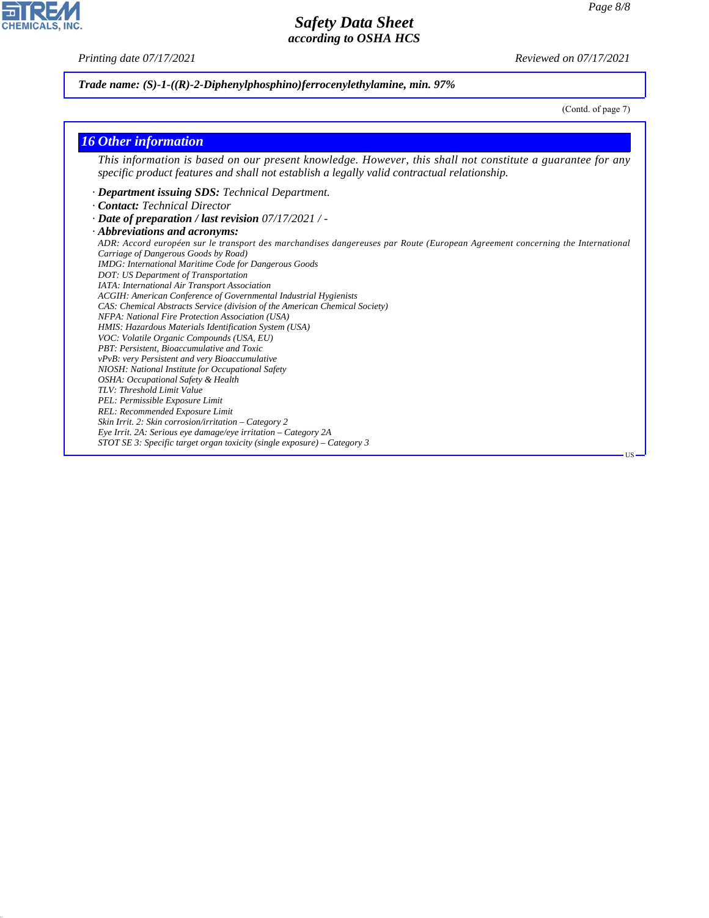**Trade name: (S)-1-((R)-2-Diphenylphosphino)ferrocenylethylamine, min. 97%**

(Contd. of page 7)

## 16 Other information

*This information is based on our present knowledge. However, this shall not constitute a guarantee for any specific product features and shall not establish a legally valid contractual relationship.*

- **Department issuing SDS:** Technical Department.
- **Contact:** Technical Director
- **Date of preparation / last revision** 07/17/2021 / -
- **Abbreviations and acronyms:**

ADR: Accord européen sur le transport des marchandises dangereuses par Route (European Agreement concerning the International Carriage of Dangerous Goods by Road)
IMDG: International Maritime Code for Dangerous Goods
DOT: US Department of Transportation
IATA: International Air Transport Association
ACGIH: American Conference of Governmental Industrial Hygienists
CAS: Chemical Abstracts Service (division of the American Chemical Society)
NFPA: National Fire Protection Association (USA)
HMIS: Hazardous Materials Identification System (USA)
VOC: Volatile Organic Compounds (USA, EU)
PBT: Persistent, Bioaccumulative and Toxic
vPvB: very Persistent and very Bioaccumulative
NIOSH: National Institute for Occupational Safety
OSHA: Occupational Safety & Health
TLV: Threshold Limit Value
PEL: Permissible Exposure Limit
REL: Recommended Exposure Limit
Skin Irrit. 2: Skin corrosion/irritation – Category 2
Eye Irrit. 2A: Serious eye damage/eye irritation – Category 2A
STOT SE 3: Specific target organ toxicity (single exposure) – Category 3

US